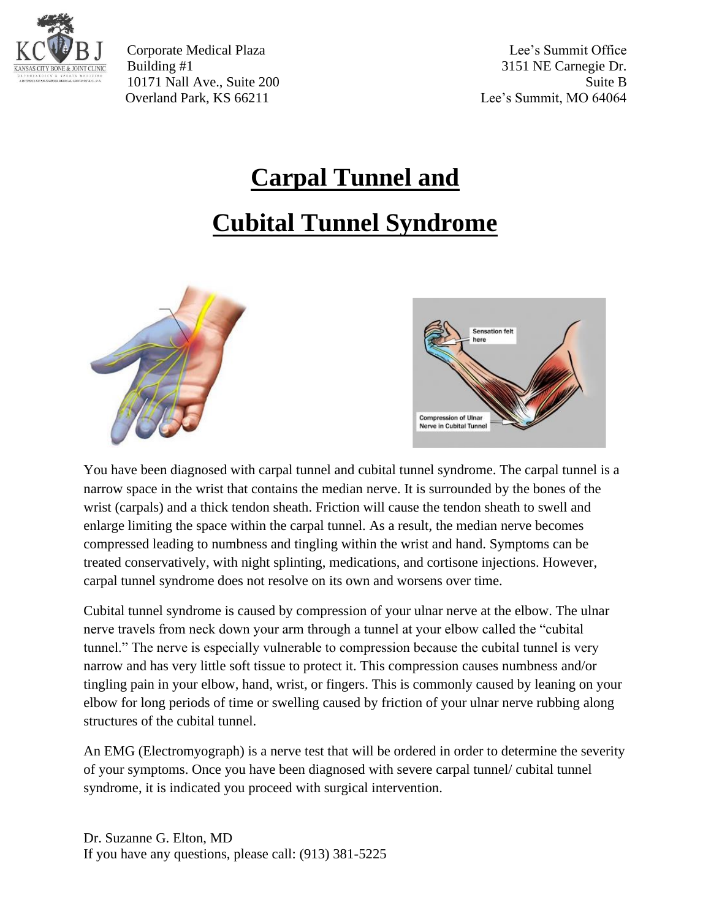Corporate Medical Plaza
Building #1
10171 Nall Ave., Suite 200
Overland Park, KS 66211

Lee's Summit Office
3151 NE Carnegie Dr.
Suite B
Lee's Summit, MO 64064

# Carpal Tunnel and Cubital Tunnel Syndrome

You have been diagnosed with carpal tunnel and cubital tunnel syndrome. The carpal tunnel is a narrow space in the wrist that contains the median nerve. It is surrounded by the bones of the wrist (carpals) and a thick tendon sheath. Friction will cause the tendon sheath to swell and enlarge limiting the space within the carpal tunnel. As a result, the median nerve becomes compressed leading to numbness and tingling within the wrist and hand. Symptoms can be treated conservatively, with night splinting, medications, and cortisone injections. However, carpal tunnel syndrome does not resolve on its own and worsens over time.

Cubital tunnel syndrome is caused by compression of your ulnar nerve at the elbow. The ulnar nerve travels from neck down your arm through a tunnel at your elbow called the "cubital tunnel." The nerve is especially vulnerable to compression because the cubital tunnel is very narrow and has very little soft tissue to protect it. This compression causes numbness and/or tingling pain in your elbow, hand, wrist, or fingers. This is commonly caused by leaning on your elbow for long periods of time or swelling caused by friction of your ulnar nerve rubbing along structures of the cubital tunnel.

An EMG (Electromyograph) is a nerve test that will be ordered in order to determine the severity of your symptoms. Once you have been diagnosed with severe carpal tunnel/ cubital tunnel syndrome, it is indicated you proceed with surgical intervention.

Dr. Suzanne G. Elton, MD
If you have any questions, please call: (913) 381-5225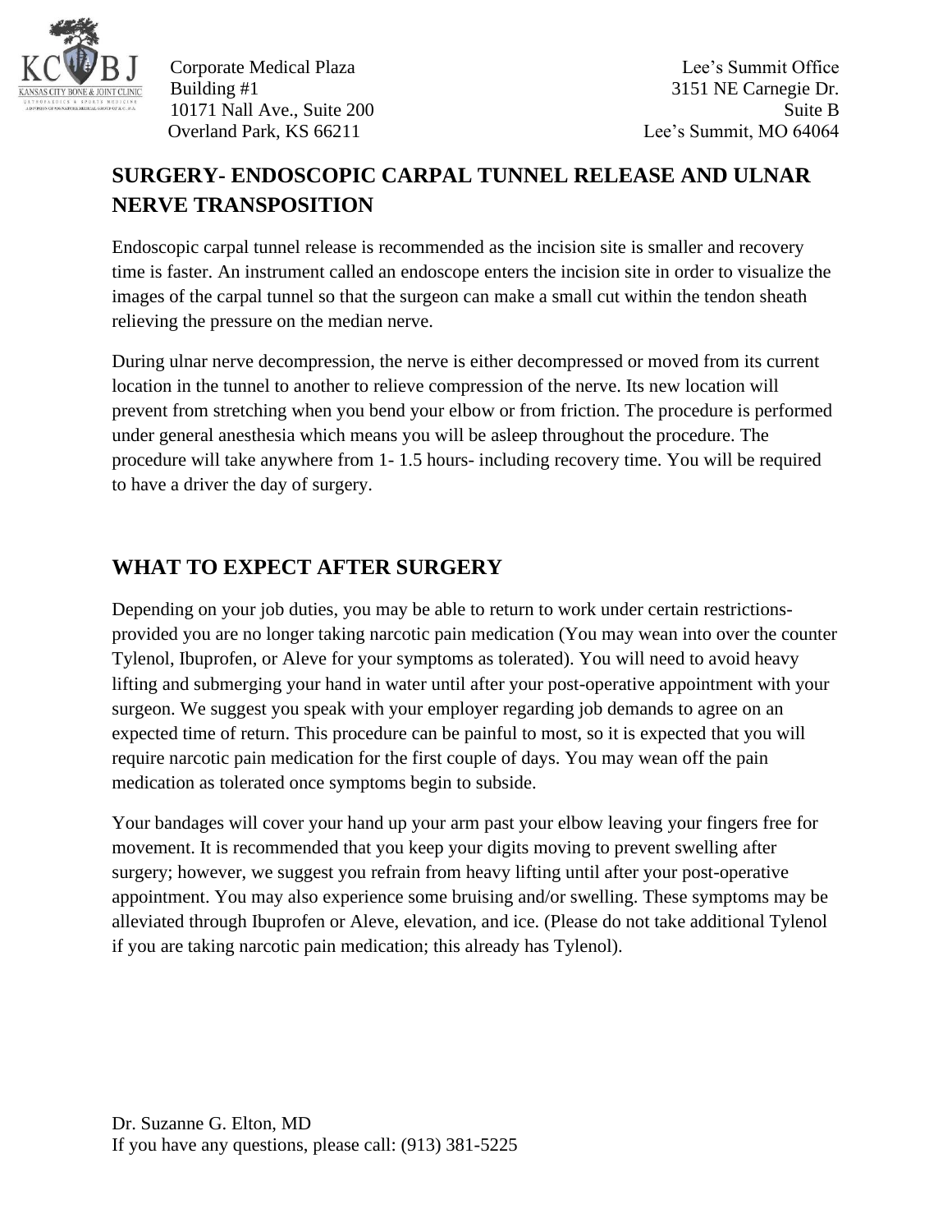Corporate Medical Plaza
Building #1
10171 Nall Ave., Suite 200
Overland Park, KS 66211

Lee's Summit Office
3151 NE Carnegie Dr.
Suite B
Lee's Summit, MO 64064

## SURGERY- ENDOSCOPIC CARPAL TUNNEL RELEASE AND ULNAR NERVE TRANSPOSITION

Endoscopic carpal tunnel release is recommended as the incision site is smaller and recovery time is faster. An instrument called an endoscope enters the incision site in order to visualize the images of the carpal tunnel so that the surgeon can make a small cut within the tendon sheath relieving the pressure on the median nerve.

During ulnar nerve decompression, the nerve is either decompressed or moved from its current location in the tunnel to another to relieve compression of the nerve. Its new location will prevent from stretching when you bend your elbow or from friction. The procedure is performed under general anesthesia which means you will be asleep throughout the procedure. The procedure will take anywhere from 1- 1.5 hours- including recovery time. You will be required to have a driver the day of surgery.

## WHAT TO EXPECT AFTER SURGERY

Depending on your job duties, you may be able to return to work under certain restrictions- provided you are no longer taking narcotic pain medication (You may wean into over the counter Tylenol, Ibuprofen, or Aleve for your symptoms as tolerated). You will need to avoid heavy lifting and submerging your hand in water until after your post-operative appointment with your surgeon. We suggest you speak with your employer regarding job demands to agree on an expected time of return. This procedure can be painful to most, so it is expected that you will require narcotic pain medication for the first couple of days. You may wean off the pain medication as tolerated once symptoms begin to subside.

Your bandages will cover your hand up your arm past your elbow leaving your fingers free for movement. It is recommended that you keep your digits moving to prevent swelling after surgery; however, we suggest you refrain from heavy lifting until after your post-operative appointment. You may also experience some bruising and/or swelling. These symptoms may be alleviated through Ibuprofen or Aleve, elevation, and ice. (Please do not take additional Tylenol if you are taking narcotic pain medication; this already has Tylenol).

Dr. Suzanne G. Elton, MD
If you have any questions, please call: (913) 381-5225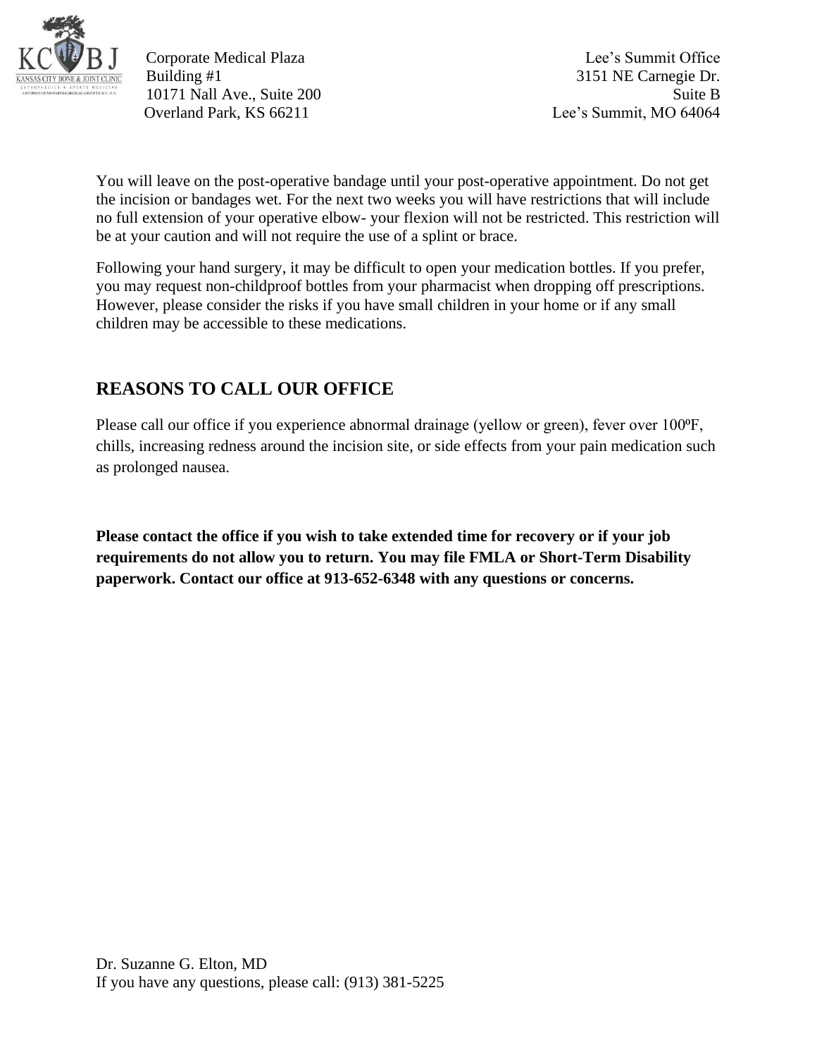Corporate Medical Plaza
Building #1
10171 Nall Ave., Suite 200
Overland Park, KS 66211

Lee's Summit Office
3151 NE Carnegie Dr.
Suite B
Lee's Summit, MO 64064

You will leave on the post-operative bandage until your post-operative appointment. Do not get the incision or bandages wet. For the next two weeks you will have restrictions that will include no full extension of your operative elbow- your flexion will not be restricted. This restriction will be at your caution and will not require the use of a splint or brace.

Following your hand surgery, it may be difficult to open your medication bottles. If you prefer, you may request non-childproof bottles from your pharmacist when dropping off prescriptions. However, please consider the risks if you have small children in your home or if any small children may be accessible to these medications.

## REASONS TO CALL OUR OFFICE

Please call our office if you experience abnormal drainage (yellow or green), fever over 100ºF, chills, increasing redness around the incision site, or side effects from your pain medication such as prolonged nausea.

**Please contact the office if you wish to take extended time for recovery or if your job requirements do not allow you to return. You may file FMLA or Short-Term Disability paperwork. Contact our office at 913-652-6348 with any questions or concerns.**

Dr. Suzanne G. Elton, MD
If you have any questions, please call: (913) 381-5225